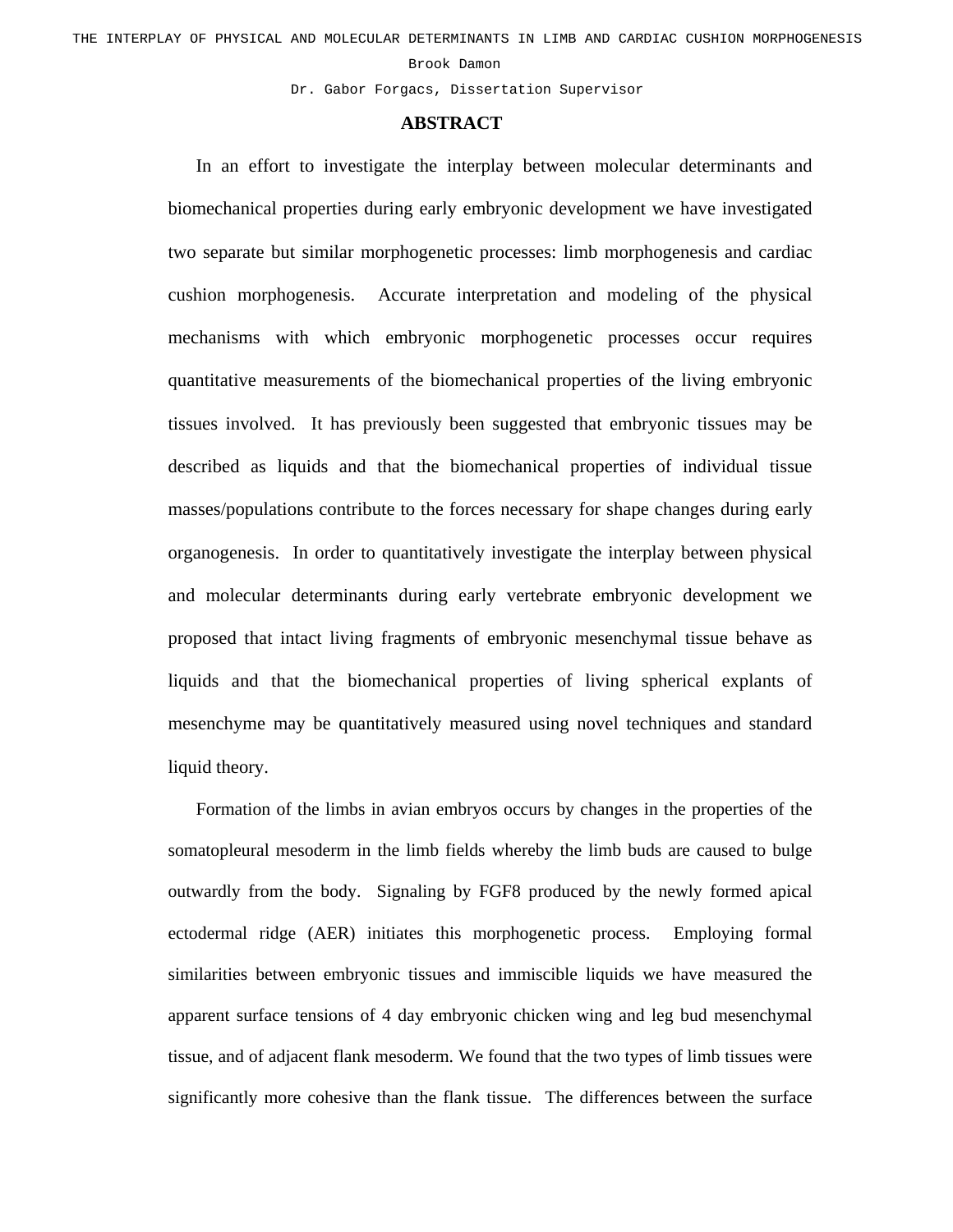THE INTERPLAY OF PHYSICAL AND MOLECULAR DETERMINANTS IN LIMB AND CARDIAC CUSHION MORPHOGENESIS

Brook Damon

Dr. Gabor Forgacs, Dissertation Supervisor

## ABSTRACT

In an effort to investigate the interplay between molecular determinants and biomechanical properties during early embryonic development we have investigated two separate but similar morphogenetic processes: limb morphogenesis and cardiac cushion morphogenesis. Accurate interpretation and modeling of the physical mechanisms with which embryonic morphogenetic processes occur requires quantitative measurements of the biomechanical properties of the living embryonic tissues involved. It has previously been suggested that embryonic tissues may be described as liquids and that the biomechanical properties of individual tissue masses/populations contribute to the forces necessary for shape changes during early organogenesis. In order to quantitatively investigate the interplay between physical and molecular determinants during early vertebrate embryonic development we proposed that intact living fragments of embryonic mesenchymal tissue behave as liquids and that the biomechanical properties of living spherical explants of mesenchyme may be quantitatively measured using novel techniques and standard liquid theory.

Formation of the limbs in avian embryos occurs by changes in the properties of the somatopleural mesoderm in the limb fields whereby the limb buds are caused to bulge outwardly from the body. Signaling by FGF8 produced by the newly formed apical ectodermal ridge (AER) initiates this morphogenetic process. Employing formal similarities between embryonic tissues and immiscible liquids we have measured the apparent surface tensions of 4 day embryonic chicken wing and leg bud mesenchymal tissue, and of adjacent flank mesoderm. We found that the two types of limb tissues were significantly more cohesive than the flank tissue. The differences between the surface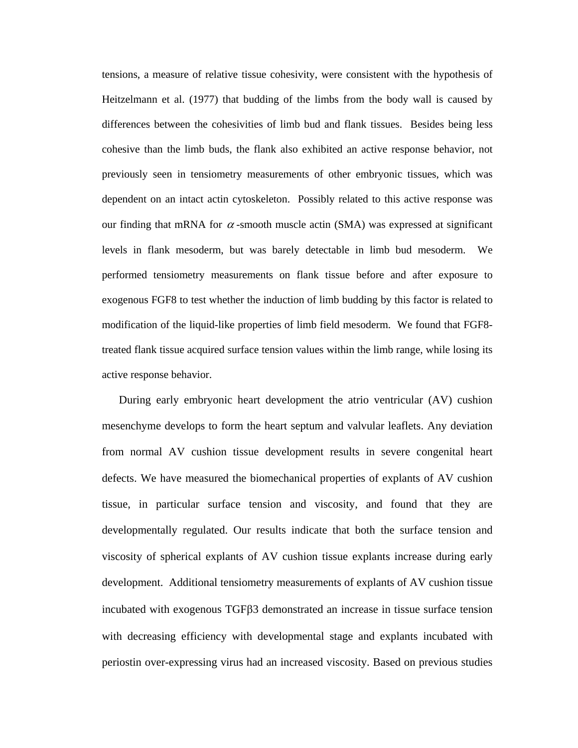tensions, a measure of relative tissue cohesivity, were consistent with the hypothesis of Heitzelmann et al. (1977) that budding of the limbs from the body wall is caused by differences between the cohesivities of limb bud and flank tissues. Besides being less cohesive than the limb buds, the flank also exhibited an active response behavior, not previously seen in tensiometry measurements of other embryonic tissues, which was dependent on an intact actin cytoskeleton. Possibly related to this active response was our finding that mRNA for $\alpha$-smooth muscle actin (SMA) was expressed at significant levels in flank mesoderm, but was barely detectable in limb bud mesoderm. We performed tensiometry measurements on flank tissue before and after exposure to exogenous FGF8 to test whether the induction of limb budding by this factor is related to modification of the liquid-like properties of limb field mesoderm. We found that FGF8-treated flank tissue acquired surface tension values within the limb range, while losing its active response behavior.

During early embryonic heart development the atrio ventricular (AV) cushion mesenchyme develops to form the heart septum and valvular leaflets. Any deviation from normal AV cushion tissue development results in severe congenital heart defects. We have measured the biomechanical properties of explants of AV cushion tissue, in particular surface tension and viscosity, and found that they are developmentally regulated. Our results indicate that both the surface tension and viscosity of spherical explants of AV cushion tissue explants increase during early development. Additional tensiometry measurements of explants of AV cushion tissue incubated with exogenous TGFβ3 demonstrated an increase in tissue surface tension with decreasing efficiency with developmental stage and explants incubated with periostin over-expressing virus had an increased viscosity. Based on previous studies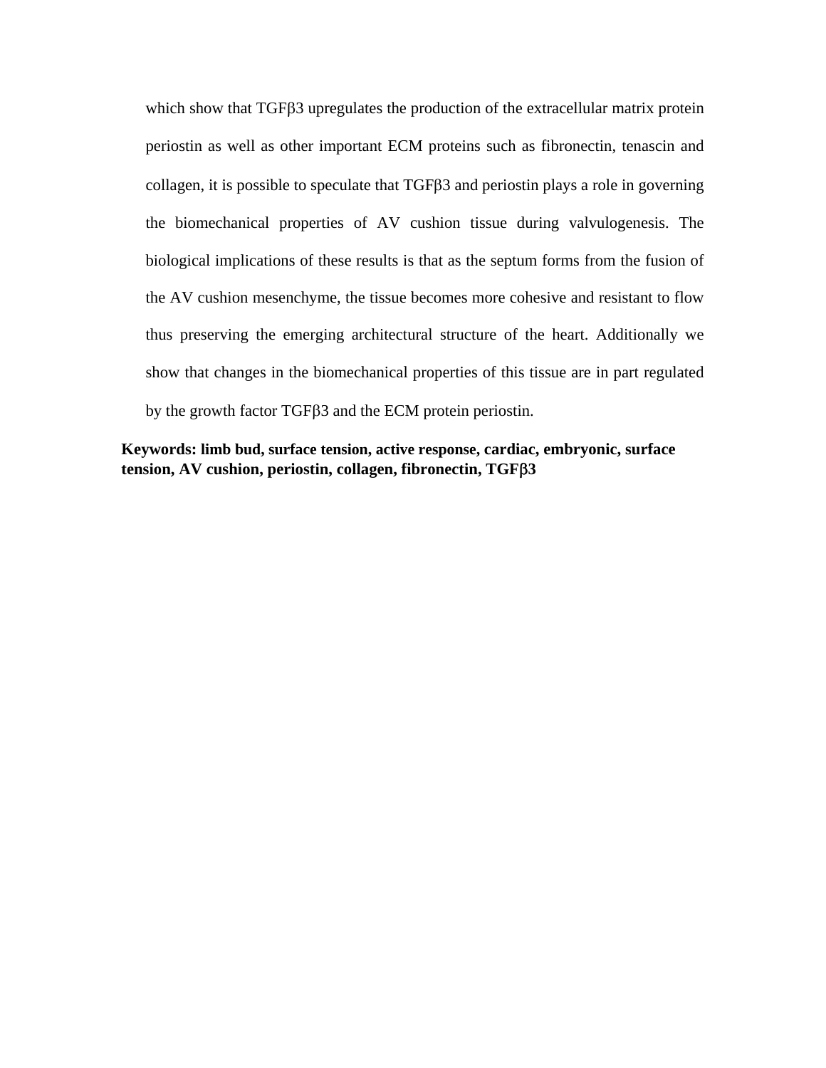which show that TGFβ3 upregulates the production of the extracellular matrix protein periostin as well as other important ECM proteins such as fibronectin, tenascin and collagen, it is possible to speculate that TGFβ3 and periostin plays a role in governing the biomechanical properties of AV cushion tissue during valvulogenesis. The biological implications of these results is that as the septum forms from the fusion of the AV cushion mesenchyme, the tissue becomes more cohesive and resistant to flow thus preserving the emerging architectural structure of the heart. Additionally we show that changes in the biomechanical properties of this tissue are in part regulated by the growth factor TGFβ3 and the ECM protein periostin.

**Keywords: limb bud, surface tension, active response, cardiac, embryonic, surface tension, AV cushion, periostin, collagen, fibronectin, TGFβ3**